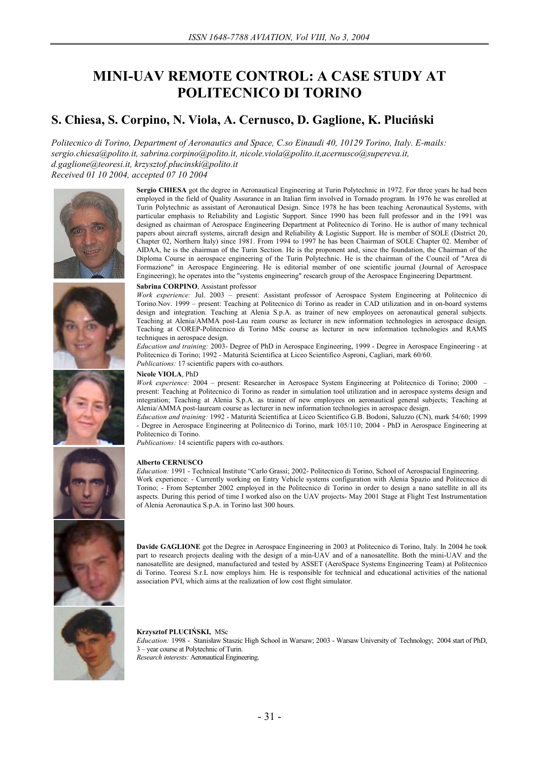# MINI-UAV REMOTE CONTROL: A CASE STUDY AT POLITECNICO DI TORINO

## S. Chiesa, S. Corpino, N. Viola, A. Cernusco, D. Gaglione, K. Pluciński

*Politecnico di Torino, Department of Aeronautics and Space, C.so Einaudi 40, 10129 Torino, Italy. E-mails: sergio.chiesa@polito.it, sabrina.corpino@polito.it, nicole.viola@polito.it, acernusco@supereva.it, d.gaglione@teoresi.it, krzysztof.plucinski@polito.it*
*Received 01 10 2004, accepted 07 10 2004*

**Sergio CHIESA** got the degree in Aeronautical Engineering at Turin Polytechnic in 1972. For three years he had been employed in the field of Quality Assurance in an Italian firm involved in Tornado program. In 1976 he was enrolled at Turin Polytechnic as assistant of Aeronautical Design. Since 1978 he has been teaching Aeronautical Systems, with particular emphasis to Reliability and Logistic Support. Since 1990 has been full professor and in the 1991 was designed as chairman of Aerospace Engineering Department at Politecnico di Torino. He is author of many technical papers about aircraft systems, aircraft design and Reliability & Logistic Support. He is member of SOLE (District 20, Chapter 02, Northern Italy) since 1981. From 1994 to 1997 he has been Chairman of SOLE Chapter 02. Member of AIDAA, he is the chairman of the Turin Section. He is the proponent and, since the foundation, the Chairman of the Diploma Course in aerospace engineering of the Turin Polytechnic. He is the chairman of the Council of "Area di Formazione" in Aerospace Engineering. He is editorial member of one scientific journal (Journal of Aerospace Engineering); he operates into the "systems engineering" research group of the Aerospace Engineering Department.

**Sabrina CORPINO**, Assistant professor
*Work experience:* Jul. 2003 – present: Assistant professor of Aerospace System Engineering at Politecnico di Torino.Nov. 1999 – present: Teaching at Politecnico di Torino as reader in CAD utilization and in on-board systems design and integration. Teaching at Alenia S.p.A. as trainer of new employees on aeronautical general subjects. Teaching at Alenia/AMMA post-Lau ream course as lecturer in new information technologies in aerospace design. Teaching at COREP-Politecnico di Torino MSc course as lecturer in new information technologies and RAMS techniques in aerospace design.
*Education and training:* 2003- Degree of PhD in Aerospace Engineering, 1999 - Degree in Aerospace Engineering - at Politecnico di Torino; 1992 - Maturità Scientifica at Liceo Scientifico Asproni, Cagliari, mark 60/60.
*Publications:* 17 scientific papers with co-authors.

**Nicole VIOLA**, PhD
*Work experience:* 2004 – present: Researcher in Aerospace System Engineering at Politecnico di Torino; 2000 – present: Teaching at Politecnico di Torino as reader in simulation tool utilization and in aerospace systems design and integration; Teaching at Alenia S.p.A. as trainer of new employees on aeronautical general subjects; Teaching at Alenia/AMMA post-lauream course as lecturer in new information technologies in aerospace design.
*Education and training:* 1992 - Maturità Scientifica at Liceo Scientifico G.B. Bodoni, Saluzzo (CN), mark 54/60; 1999 - Degree in Aerospace Engineering at Politecnico di Torino, mark 105/110; 2004 - PhD in Aerospace Engineering at Politecnico di Torino.
*Publications:* 14 scientific papers with co-authors.

**Alberto CERNUSCO**
*Education:* 1991 - Technical Institute "Carlo Grassi; 2002- Politecnico di Torino, School of Aerospacial Engineering.
Work experience: - Currently working on Entry Vehicle systems configuration with Alenia Spazio and Politecnico di Torino; - From September 2002 employed in the Politecnico di Torino in order to design a nano satellite in all its aspects. During this period of time I worked also on the UAV projects- May 2001 Stage at Flight Test Instrumentation of Alenia Aeronautica S.p.A. in Torino last 300 hours.

**Davide GAGLIONE** got the Degree in Aerospace Engineering in 2003 at Politecnico di Torino, Italy. In 2004 he took part to research projects dealing with the design of a min-UAV and of a nanosatellite. Both the mini-UAV and the nanosatellite are designed, manufactured and tested by ASSET (AeroSpace Systems Engineering Team) at Politecnico di Torino. Teoresi S.r.L now employs him. He is responsible for technical and educational activities of the national association PVI, which aims at the realization of low cost flight simulator.

**Krzysztof PLUCIŃSKI,** MSc
*Education:* 1998 - Stanisław Staszic High School in Warsaw; 2003 - Warsaw University of Technology; 2004 start of PhD, 3 – year course at Polytechnic of Turin.
*Research interests:* Aeronautical Engineering.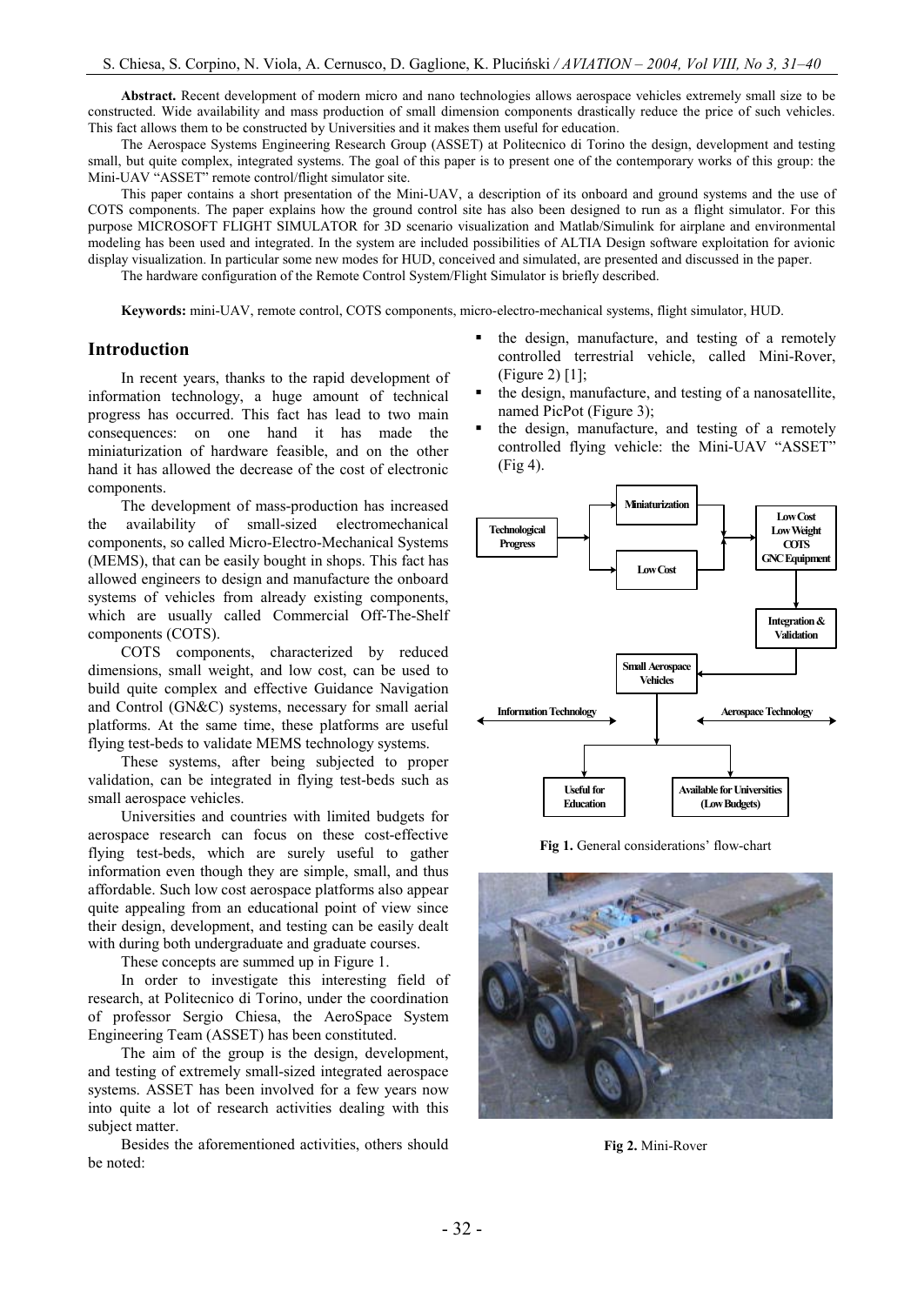**Abstract.** Recent development of modern micro and nano technologies allows aerospace vehicles extremely small size to be constructed. Wide availability and mass production of small dimension components drastically reduce the price of such vehicles. This fact allows them to be constructed by Universities and it makes them useful for education.

The Aerospace Systems Engineering Research Group (ASSET) at Politecnico di Torino the design, development and testing small, but quite complex, integrated systems. The goal of this paper is to present one of the contemporary works of this group: the Mini-UAV "ASSET" remote control/flight simulator site.

This paper contains a short presentation of the Mini-UAV, a description of its onboard and ground systems and the use of COTS components. The paper explains how the ground control site has also been designed to run as a flight simulator. For this purpose MICROSOFT FLIGHT SIMULATOR for 3D scenario visualization and Matlab/Simulink for airplane and environmental modeling has been used and integrated. In the system are included possibilities of ALTIA Design software exploitation for avionic display visualization. In particular some new modes for HUD, conceived and simulated, are presented and discussed in the paper.

The hardware configuration of the Remote Control System/Flight Simulator is briefly described.

**Keywords:** mini-UAV, remote control, COTS components, micro-electro-mechanical systems, flight simulator, HUD.

## Introduction

In recent years, thanks to the rapid development of information technology, a huge amount of technical progress has occurred. This fact has lead to two main consequences: on one hand it has made the miniaturization of hardware feasible, and on the other hand it has allowed the decrease of the cost of electronic components.

The development of mass-production has increased the availability of small-sized electromechanical components, so called Micro-Electro-Mechanical Systems (MEMS), that can be easily bought in shops. This fact has allowed engineers to design and manufacture the onboard systems of vehicles from already existing components, which are usually called Commercial Off-The-Shelf components (COTS).

COTS components, characterized by reduced dimensions, small weight, and low cost, can be used to build quite complex and effective Guidance Navigation and Control (GN&C) systems, necessary for small aerial platforms. At the same time, these platforms are useful flying test-beds to validate MEMS technology systems.

These systems, after being subjected to proper validation, can be integrated in flying test-beds such as small aerospace vehicles.

Universities and countries with limited budgets for aerospace research can focus on these cost-effective flying test-beds, which are surely useful to gather information even though they are simple, small, and thus affordable. Such low cost aerospace platforms also appear quite appealing from an educational point of view since their design, development, and testing can be easily dealt with during both undergraduate and graduate courses.

These concepts are summed up in Figure 1.

In order to investigate this interesting field of research, at Politecnico di Torino, under the coordination of professor Sergio Chiesa, the AeroSpace System Engineering Team (ASSET) has been constituted.

The aim of the group is the design, development, and testing of extremely small-sized integrated aerospace systems. ASSET has been involved for a few years now into quite a lot of research activities dealing with this subject matter.

Besides the aforementioned activities, others should be noted:

- the design, manufacture, and testing of a remotely controlled terrestrial vehicle, called Mini-Rover, (Figure 2) [1];
- the design, manufacture, and testing of a nanosatellite, named PicPot (Figure 3);
- the design, manufacture, and testing of a remotely controlled flying vehicle: the Mini-UAV "ASSET" (Fig 4).

**Fig 1.** General considerations' flow-chart

**Fig 2.** Mini-Rover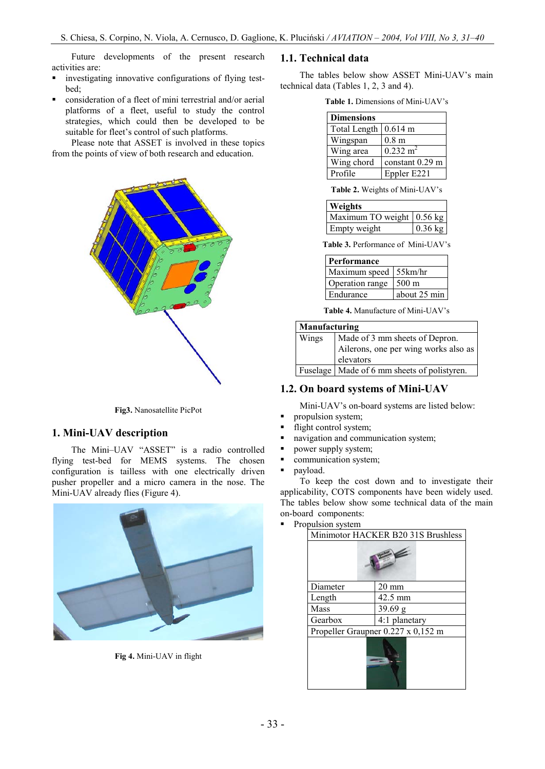Future developments of the present research activities are:

- investigating innovative configurations of flying test-bed;
- consideration of a fleet of mini terrestrial and/or aerial platforms of a fleet, useful to study the control strategies, which could then be developed to be suitable for fleet's control of such platforms.

Please note that ASSET is involved in these topics from the points of view of both research and education.

**Fig3.** Nanosatellite PicPot

## 1. Mini-UAV description

The Mini–UAV "ASSET" is a radio controlled flying test-bed for MEMS systems. The chosen configuration is tailless with one electrically driven pusher propeller and a micro camera in the nose. The Mini-UAV already flies (Figure 4).

**Fig 4.** Mini-UAV in flight

## 1.1. Technical data

The tables below show ASSET Mini-UAV's main technical data (Tables 1, 2, 3 and 4).

**Table 1.** Dimensions of Mini-UAV's

| Dimensions | |
|---|---|
| Total Length | 0.614 m |
| Wingspan | 0.8 m |
| Wing area | 0.232 $m^2$ |
| Wing chord | constant 0.29 m |
| Profile | Eppler E221 |

**Table 2.** Weights of Mini-UAV's

| Weights | |
|---|---|
| Maximum TO weight | 0.56 kg |
| Empty weight | 0.36 kg |

**Table 3.** Performance of Mini-UAV's

| Performance | |
|---|---|
| Maximum speed | 55km/hr |
| Operation range | 500 m |
| Endurance | about 25 min |

**Table 4.** Manufacture of Mini-UAV's

| Manufacturing | |
|---|---|
| Wings | Made of 3 mm sheets of Depron. Ailerons, one per wing works also as elevators |
| Fuselage | Made of 6 mm sheets of polistyren. |

## 1.2. On board systems of Mini-UAV

Mini-UAV's on-board systems are listed below:

- propulsion system;
- flight control system;
- navigation and communication system;
- power supply system;
- communication system;
- payload.

To keep the cost down and to investigate their applicability, COTS components have been widely used. The tables below show some technical data of the main on-board components:

- Propulsion system

| Minimotor HACKER B20 31S Brushless | |
|---|---|
| Diameter | 20 mm |
| Length | 42.5 mm |
| Mass | 39.69 g |
| Gearbox | 4:1 planetary |
| Propeller Graupner 0.227 x 0,152 m | |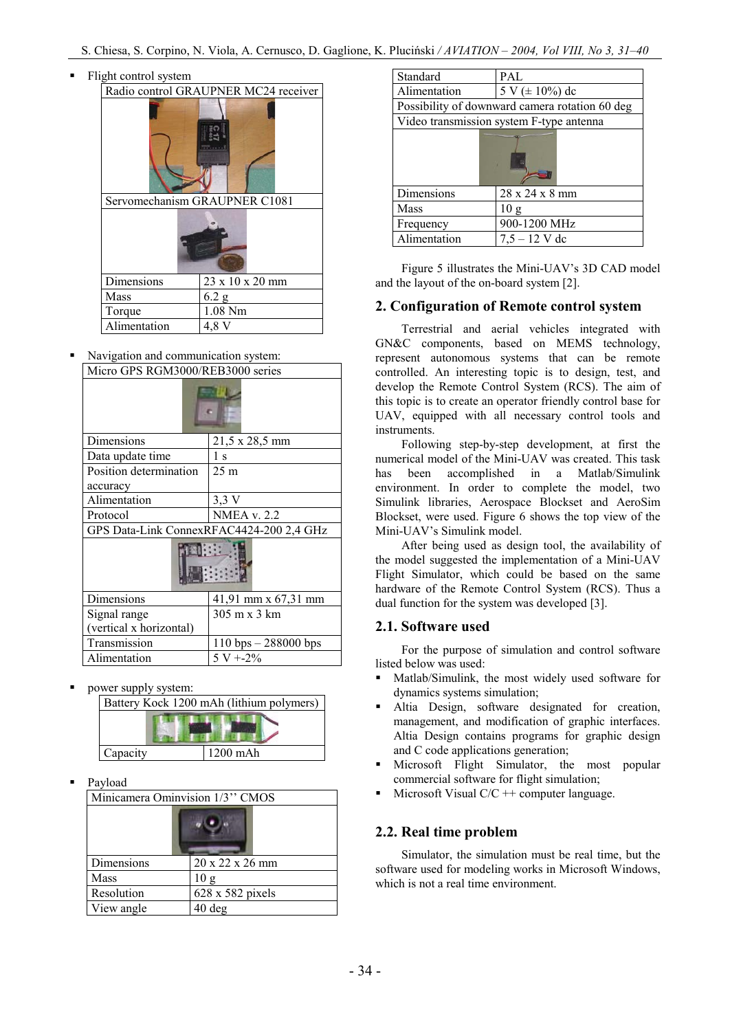- Flight control system

| Radio control GRAUPNER MC24 receiver | |
|---|---|
| Servomechanism GRAUPNER C1081 | |
| Dimensions | 23 x 10 x 20 mm |
| Mass | 6.2 g |
| Torque | 1.08 Nm |
| Alimentation | 4,8 V |

- Navigation and communication system:

| Micro GPS RGM3000/REB3000 series | |
|---|---|
| Dimensions | 21,5 x 28,5 mm |
| Data update time | 1 s |
| Position determination accuracy | 25 m |
| Alimentation | 3,3 V |
| Protocol | NMEA v. 2.2 |
| GPS Data-Link ConnexRFAC4424-200 2,4 GHz | |
| Dimensions | 41,91 mm x 67,31 mm |
| Signal range (vertical x horizontal) | 305 m x 3 km |
| Transmission | 110 bps – 288000 bps |
| Alimentation | 5 V +-2% |

- power supply system:

| Battery Kock 1200 mAh (lithium polymers) | |
|---|---|
| Capacity | 1200 mAh |

- Payload

| Minicamera Ominvision 1/3'' CMOS | |
|---|---|
| Dimensions | 20 x 22 x 26 mm |
| Mass | 10 g |
| Resolution | 628 x 582 pixels |
| View angle | 40 deg |
| Standard | PAL |
| Alimentation | 5 V (± 10%) dc |
| Possibility of downward camera rotation 60 deg | |
| Video transmission system F-type antenna | |
| Dimensions | 28 x 24 x 8 mm |
| Mass | 10 g |
| Frequency | 900-1200 MHz |
| Alimentation | 7,5 – 12 V dc |

Figure 5 illustrates the Mini-UAV's 3D CAD model and the layout of the on-board system [2].

## 2. Configuration of Remote control system

Terrestrial and aerial vehicles integrated with GN&C components, based on MEMS technology, represent autonomous systems that can be remote controlled. An interesting topic is to design, test, and develop the Remote Control System (RCS). The aim of this topic is to create an operator friendly control base for UAV, equipped with all necessary control tools and instruments.

Following step-by-step development, at first the numerical model of the Mini-UAV was created. This task has been accomplished in a Matlab/Simulink environment. In order to complete the model, two Simulink libraries, Aerospace Blockset and AeroSim Blockset, were used. Figure 6 shows the top view of the Mini-UAV's Simulink model.

After being used as design tool, the availability of the model suggested the implementation of a Mini-UAV Flight Simulator, which could be based on the same hardware of the Remote Control System (RCS). Thus a dual function for the system was developed [3].

### 2.1. Software used

For the purpose of simulation and control software listed below was used:

- Matlab/Simulink, the most widely used software for dynamics systems simulation;
- Altia Design, software designated for creation, management, and modification of graphic interfaces. Altia Design contains programs for graphic design and C code applications generation;
- Microsoft Flight Simulator, the most popular commercial software for flight simulation;
- Microsoft Visual C/C ++ computer language.

### 2.2. Real time problem

Simulator, the simulation must be real time, but the software used for modeling works in Microsoft Windows, which is not a real time environment.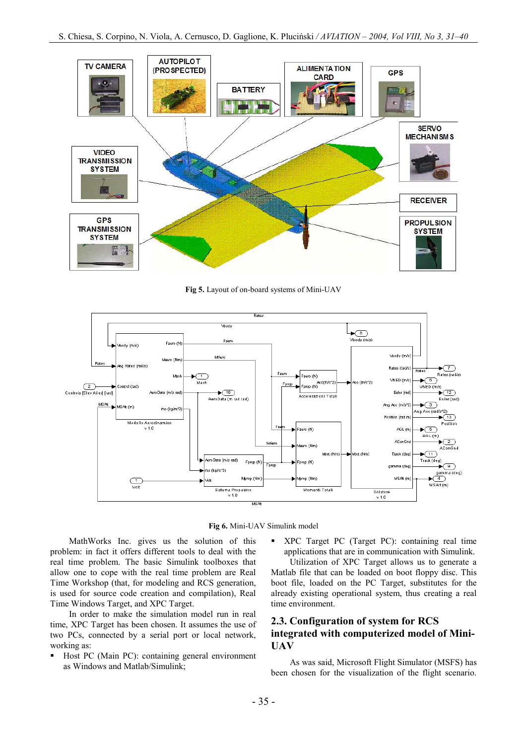Fig 5. Layout of on-board systems of Mini-UAV

Fig 6. Mini-UAV Simulink model

MathWorks Inc. gives us the solution of this problem: in fact it offers different tools to deal with the real time problem. The basic Simulink toolboxes that allow one to cope with the real time problem are Real Time Workshop (that, for modeling and RCS generation, is used for source code creation and compilation), Real Time Windows Target, and XPC Target.

In order to make the simulation model run in real time, XPC Target has been chosen. It assumes the use of two PCs, connected by a serial port or local network, working as:

- Host PC (Main PC): containing general environment as Windows and Matlab/Simulink;
- XPC Target PC (Target PC): containing real time applications that are in communication with Simulink.

Utilization of XPC Target allows us to generate a Matlab file that can be loaded on boot floppy disc. This boot file, loaded on the PC Target, substitutes for the already existing operational system, thus creating a real time environment.

## 2.3. Configuration of system for RCS integrated with computerized model of Mini-UAV

As was said, Microsoft Flight Simulator (MSFS) has been chosen for the visualization of the flight scenario.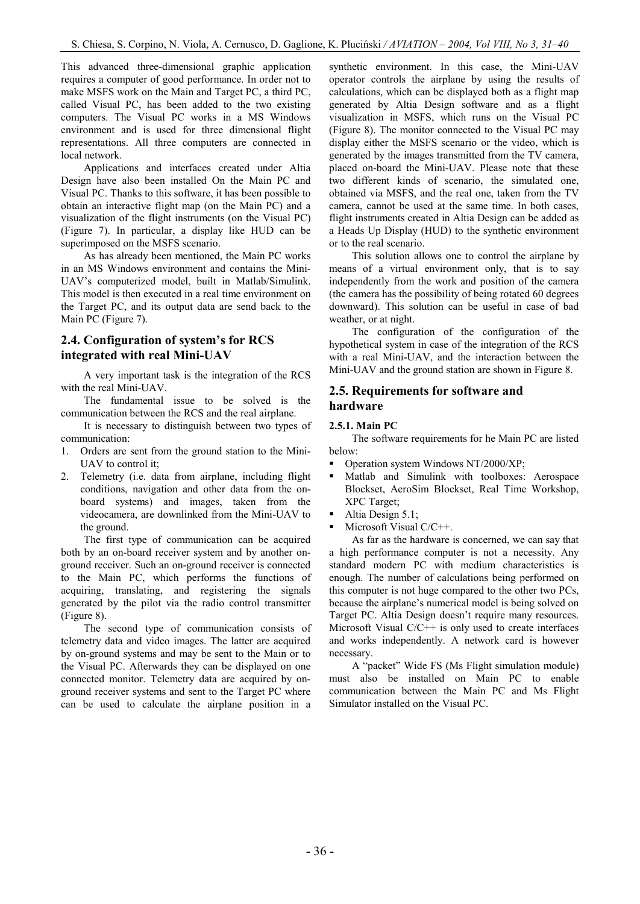This advanced three-dimensional graphic application requires a computer of good performance. In order not to make MSFS work on the Main and Target PC, a third PC, called Visual PC, has been added to the two existing computers. The Visual PC works in a MS Windows environment and is used for three dimensional flight representations. All three computers are connected in local network.

Applications and interfaces created under Altia Design have also been installed On the Main PC and Visual PC. Thanks to this software, it has been possible to obtain an interactive flight map (on the Main PC) and a visualization of the flight instruments (on the Visual PC) (Figure 7). In particular, a display like HUD can be superimposed on the MSFS scenario.

As has already been mentioned, the Main PC works in an MS Windows environment and contains the Mini-UAV's computerized model, built in Matlab/Simulink. This model is then executed in a real time environment on the Target PC, and its output data are send back to the Main PC (Figure 7).

## 2.4. Configuration of system's for RCS integrated with real Mini-UAV

A very important task is the integration of the RCS with the real Mini-UAV.

The fundamental issue to be solved is the communication between the RCS and the real airplane.

It is necessary to distinguish between two types of communication:

1. Orders are sent from the ground station to the Mini-UAV to control it;
2. Telemetry (i.e. data from airplane, including flight conditions, navigation and other data from the on-board systems) and images, taken from the videocamera, are downlinked from the Mini-UAV to the ground.

The first type of communication can be acquired both by an on-board receiver system and by another on-ground receiver. Such an on-ground receiver is connected to the Main PC, which performs the functions of acquiring, translating, and registering the signals generated by the pilot via the radio control transmitter (Figure 8).

The second type of communication consists of telemetry data and video images. The latter are acquired by on-ground systems and may be sent to the Main or to the Visual PC. Afterwards they can be displayed on one connected monitor. Telemetry data are acquired by on-ground receiver systems and sent to the Target PC where can be used to calculate the airplane position in a synthetic environment. In this case, the Mini-UAV operator controls the airplane by using the results of calculations, which can be displayed both as a flight map generated by Altia Design software and as a flight visualization in MSFS, which runs on the Visual PC (Figure 8). The monitor connected to the Visual PC may display either the MSFS scenario or the video, which is generated by the images transmitted from the TV camera, placed on-board the Mini-UAV. Please note that these two different kinds of scenario, the simulated one, obtained via MSFS, and the real one, taken from the TV camera, cannot be used at the same time. In both cases, flight instruments created in Altia Design can be added as a Heads Up Display (HUD) to the synthetic environment or to the real scenario.

This solution allows one to control the airplane by means of a virtual environment only, that is to say independently from the work and position of the camera (the camera has the possibility of being rotated 60 degrees downward). This solution can be useful in case of bad weather, or at night.

The configuration of the configuration of the hypothetical system in case of the integration of the RCS with a real Mini-UAV, and the interaction between the Mini-UAV and the ground station are shown in Figure 8.

## 2.5. Requirements for software and hardware

### 2.5.1. Main PC

The software requirements for he Main PC are listed below:

- Operation system Windows NT/2000/XP;
- Matlab and Simulink with toolboxes: Aerospace Blockset, AeroSim Blockset, Real Time Workshop, XPC Target;
- Altia Design 5.1;
- Microsoft Visual C/C++.

As far as the hardware is concerned, we can say that a high performance computer is not a necessity. Any standard modern PC with medium characteristics is enough. The number of calculations being performed on this computer is not huge compared to the other two PCs, because the airplane's numerical model is being solved on Target PC. Altia Design doesn't require many resources. Microsoft Visual C/C++ is only used to create interfaces and works independently. A network card is however necessary.

A "packet" Wide FS (Ms Flight simulation module) must also be installed on Main PC to enable communication between the Main PC and Ms Flight Simulator installed on the Visual PC.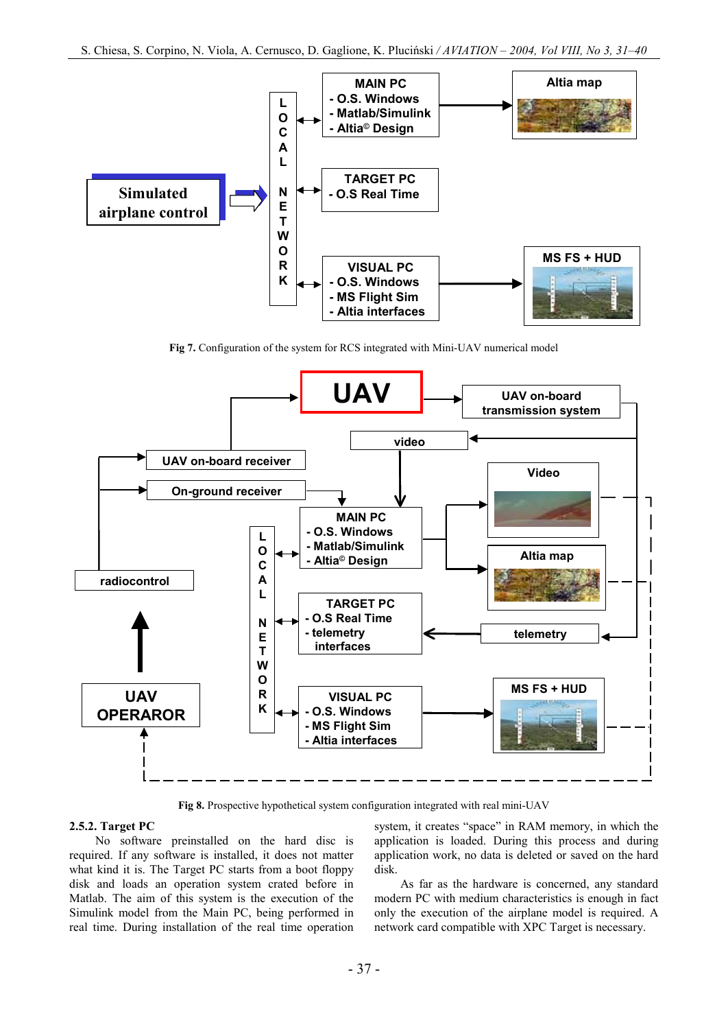Fig 7. Configuration of the system for RCS integrated with Mini-UAV numerical model

Fig 8. Prospective hypothetical system configuration integrated with real mini-UAV

### 2.5.2. Target PC

No software preinstalled on the hard disc is required. If any software is installed, it does not matter what kind it is. The Target PC starts from a boot floppy disk and loads an operation system crated before in Matlab. The aim of this system is the execution of the Simulink model from the Main PC, being performed in real time. During installation of the real time operation system, it creates "space" in RAM memory, in which the application is loaded. During this process and during application work, no data is deleted or saved on the hard disk.

As far as the hardware is concerned, any standard modern PC with medium characteristics is enough in fact only the execution of the airplane model is required. A network card compatible with XPC Target is necessary.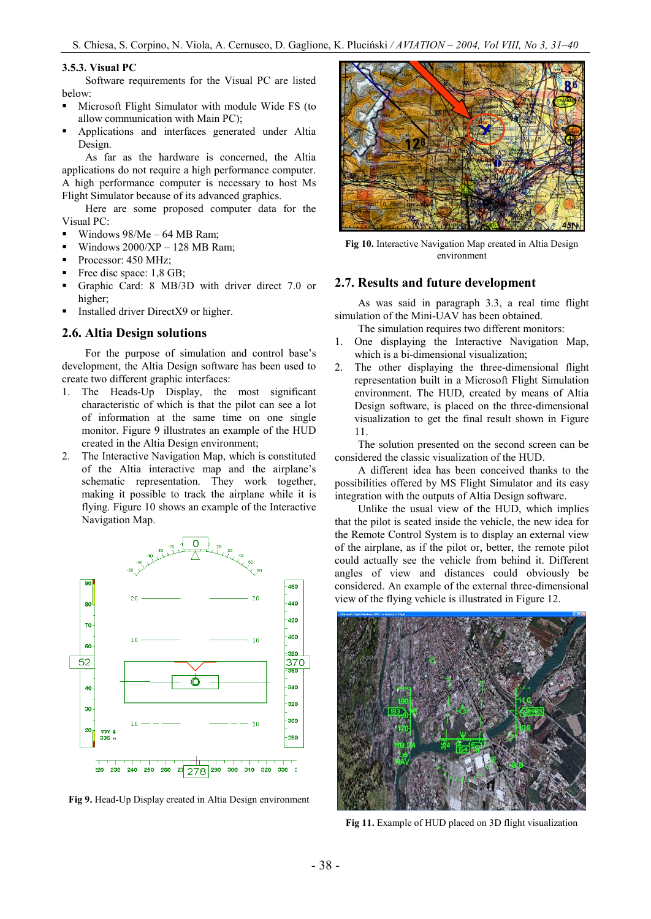### 3.5.3. Visual PC

Software requirements for the Visual PC are listed below:

- Microsoft Flight Simulator with module Wide FS (to allow communication with Main PC);
- Applications and interfaces generated under Altia Design.

As far as the hardware is concerned, the Altia applications do not require a high performance computer. A high performance computer is necessary to host Ms Flight Simulator because of its advanced graphics.

Here are some proposed computer data for the Visual PC:

- Windows 98/Me – 64 MB Ram;
- Windows 2000/XP – 128 MB Ram;
- Processor: 450 MHz;
- Free disc space: 1,8 GB;
- Graphic Card: 8 MB/3D with driver direct 7.0 or higher;
- Installed driver DirectX9 or higher.

## 2.6. Altia Design solutions

For the purpose of simulation and control base's development, the Altia Design software has been used to create two different graphic interfaces:

1. The Heads-Up Display, the most significant characteristic of which is that the pilot can see a lot of information at the same time on one single monitor. Figure 9 illustrates an example of the HUD created in the Altia Design environment;
2. The Interactive Navigation Map, which is constituted of the Altia interactive map and the airplane's schematic representation. They work together, making it possible to track the airplane while it is flying. Figure 10 shows an example of the Interactive Navigation Map.

**Fig 9.** Head-Up Display created in Altia Design environment

**Fig 10.** Interactive Navigation Map created in Altia Design environment

## 2.7. Results and future development

As was said in paragraph 3.3, a real time flight simulation of the Mini-UAV has been obtained.

The simulation requires two different monitors:

1. One displaying the Interactive Navigation Map, which is a bi-dimensional visualization;
2. The other displaying the three-dimensional flight representation built in a Microsoft Flight Simulation environment. The HUD, created by means of Altia Design software, is placed on the three-dimensional visualization to get the final result shown in Figure 11.

The solution presented on the second screen can be considered the classic visualization of the HUD.

A different idea has been conceived thanks to the possibilities offered by MS Flight Simulator and its easy integration with the outputs of Altia Design software.

Unlike the usual view of the HUD, which implies that the pilot is seated inside the vehicle, the new idea for the Remote Control System is to display an external view of the airplane, as if the pilot or, better, the remote pilot could actually see the vehicle from behind it. Different angles of view and distances could obviously be considered. An example of the external three-dimensional view of the flying vehicle is illustrated in Figure 12.

**Fig 11.** Example of HUD placed on 3D flight visualization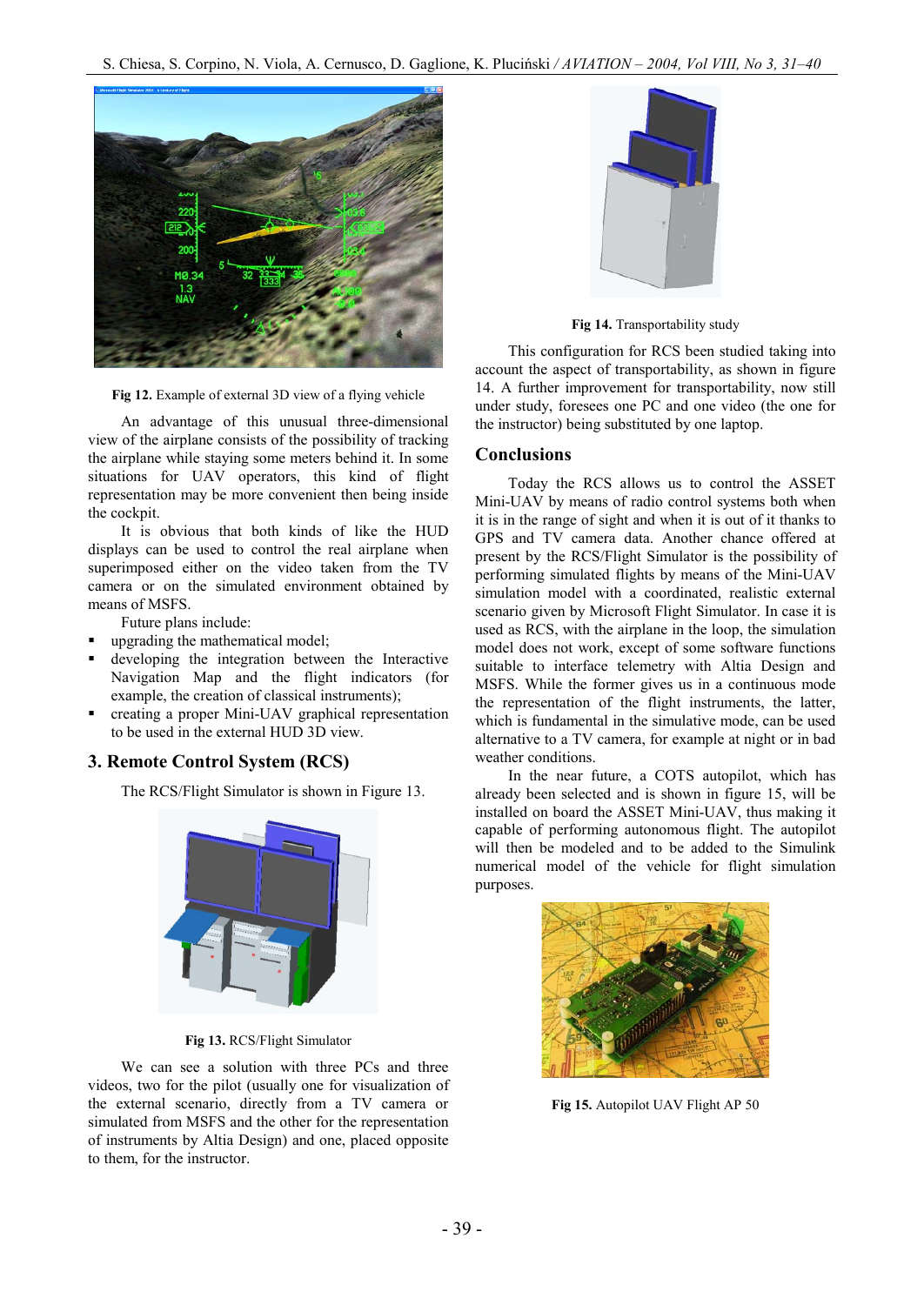Fig 12. Example of external 3D view of a flying vehicle

An advantage of this unusual three-dimensional view of the airplane consists of the possibility of tracking the airplane while staying some meters behind it. In some situations for UAV operators, this kind of flight representation may be more convenient then being inside the cockpit.

It is obvious that both kinds of like the HUD displays can be used to control the real airplane when superimposed either on the video taken from the TV camera or on the simulated environment obtained by means of MSFS.

Future plans include:

- upgrading the mathematical model;
- developing the integration between the Interactive Navigation Map and the flight indicators (for example, the creation of classical instruments);
- creating a proper Mini-UAV graphical representation to be used in the external HUD 3D view.

## 3. Remote Control System (RCS)

The RCS/Flight Simulator is shown in Figure 13.

Fig 13. RCS/Flight Simulator

We can see a solution with three PCs and three videos, two for the pilot (usually one for visualization of the external scenario, directly from a TV camera or simulated from MSFS and the other for the representation of instruments by Altia Design) and one, placed opposite to them, for the instructor.

Fig 14. Transportability study

This configuration for RCS been studied taking into account the aspect of transportability, as shown in figure 14. A further improvement for transportability, now still under study, foresees one PC and one video (the one for the instructor) being substituted by one laptop.

## Conclusions

Today the RCS allows us to control the ASSET Mini-UAV by means of radio control systems both when it is in the range of sight and when it is out of it thanks to GPS and TV camera data. Another chance offered at present by the RCS/Flight Simulator is the possibility of performing simulated flights by means of the Mini-UAV simulation model with a coordinated, realistic external scenario given by Microsoft Flight Simulator. In case it is used as RCS, with the airplane in the loop, the simulation model does not work, except of some software functions suitable to interface telemetry with Altia Design and MSFS. While the former gives us in a continuous mode the representation of the flight instruments, the latter, which is fundamental in the simulative mode, can be used alternative to a TV camera, for example at night or in bad weather conditions.

In the near future, a COTS autopilot, which has already been selected and is shown in figure 15, will be installed on board the ASSET Mini-UAV, thus making it capable of performing autonomous flight. The autopilot will then be modeled and to be added to the Simulink numerical model of the vehicle for flight simulation purposes.

Fig 15. Autopilot UAV Flight AP 50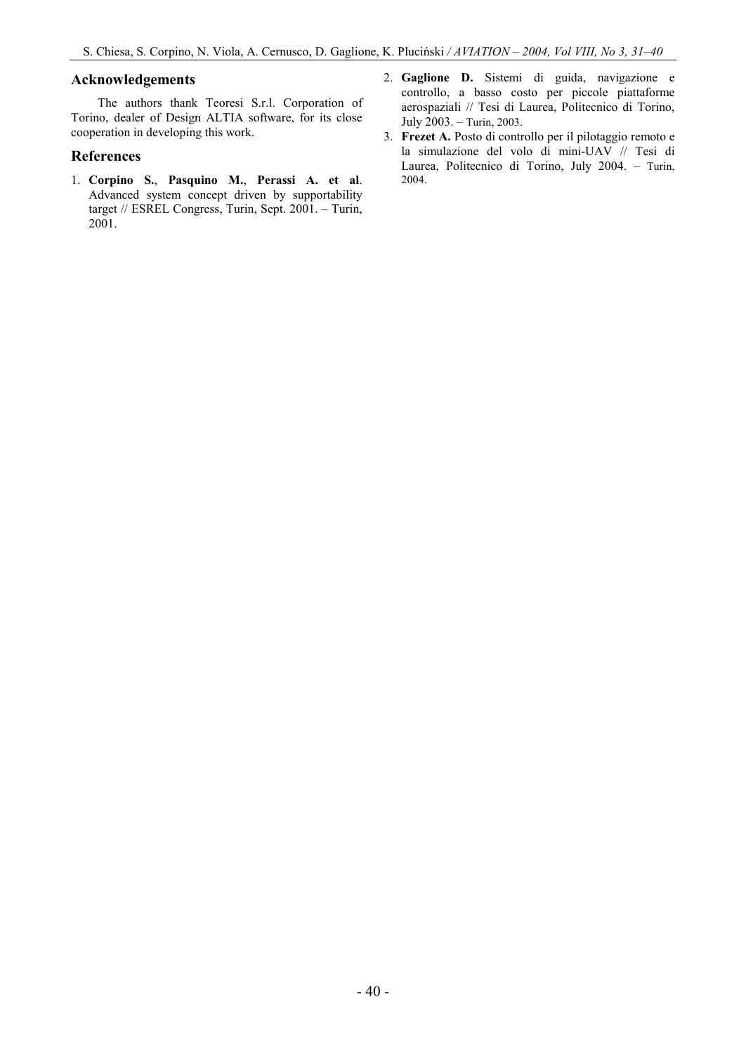## Acknowledgements

The authors thank Teoresi S.r.l. Corporation of Torino, dealer of Design ALTIA software, for its close cooperation in developing this work.

## References

1. **Corpino S.**, **Pasquino M.**, **Perassi A. et al**. Advanced system concept driven by supportability target // ESREL Congress, Turin, Sept. 2001. – Turin, 2001.
2. **Gaglione D.** Sistemi di guida, navigazione e controllo, a basso costo per piccole piattaforme aerospaziali // Tesi di Laurea, Politecnico di Torino, July 2003. – Turin, 2003.
3. **Frezet A.** Posto di controllo per il pilotaggio remoto e la simulazione del volo di mini-UAV // Tesi di Laurea, Politecnico di Torino, July 2004. – Turin, 2004.